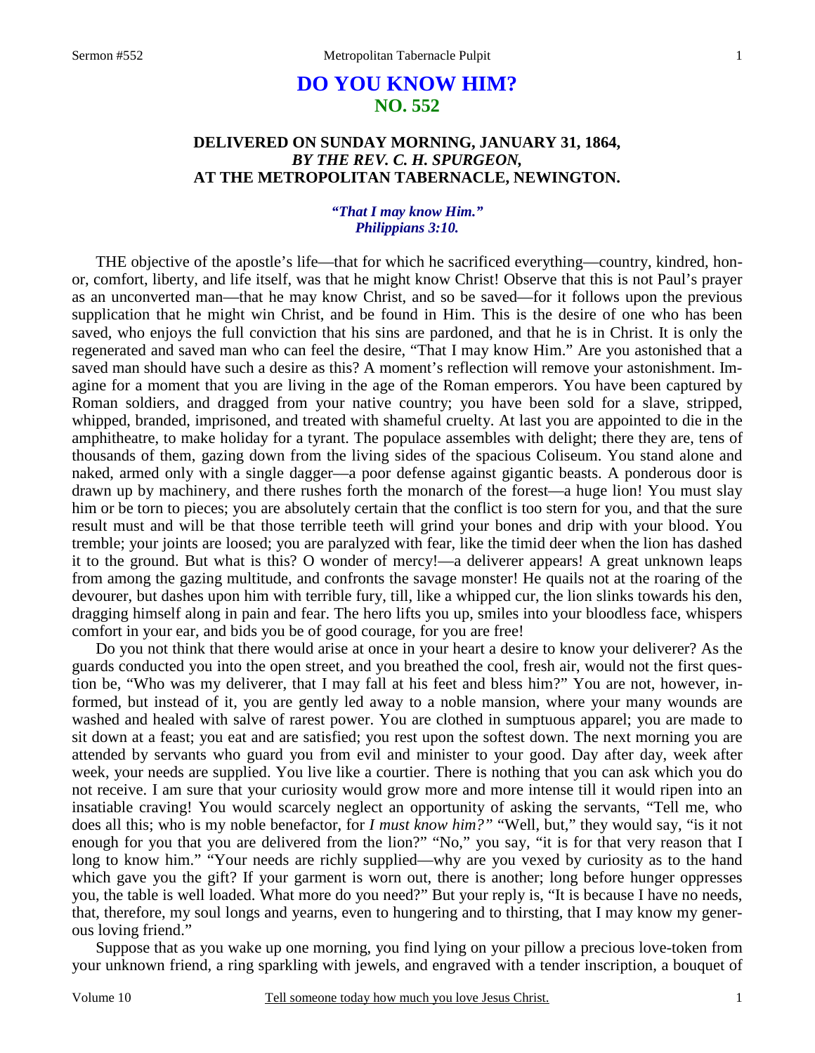# DO YOU KNOW HIM?
## NO. 552

### DELIVERED ON SUNDAY MORNING, JANUARY 31, 1864, *BY THE REV. C. H. SPURGEON,* AT THE METROPOLITAN TABERNACLE, NEWINGTON.

*"That I may know Him." Philippians 3:10.*

THE objective of the apostle's life—that for which he sacrificed everything—country, kindred, honor, comfort, liberty, and life itself, was that he might know Christ! Observe that this is not Paul's prayer as an unconverted man—that he may know Christ, and so be saved—for it follows upon the previous supplication that he might win Christ, and be found in Him. This is the desire of one who has been saved, who enjoys the full conviction that his sins are pardoned, and that he is in Christ. It is only the regenerated and saved man who can feel the desire, "That I may know Him." Are you astonished that a saved man should have such a desire as this? A moment's reflection will remove your astonishment. Imagine for a moment that you are living in the age of the Roman emperors. You have been captured by Roman soldiers, and dragged from your native country; you have been sold for a slave, stripped, whipped, branded, imprisoned, and treated with shameful cruelty. At last you are appointed to die in the amphitheatre, to make holiday for a tyrant. The populace assembles with delight; there they are, tens of thousands of them, gazing down from the living sides of the spacious Coliseum. You stand alone and naked, armed only with a single dagger—a poor defense against gigantic beasts. A ponderous door is drawn up by machinery, and there rushes forth the monarch of the forest—a huge lion! You must slay him or be torn to pieces; you are absolutely certain that the conflict is too stern for you, and that the sure result must and will be that those terrible teeth will grind your bones and drip with your blood. You tremble; your joints are loosed; you are paralyzed with fear, like the timid deer when the lion has dashed it to the ground. But what is this? O wonder of mercy!—a deliverer appears! A great unknown leaps from among the gazing multitude, and confronts the savage monster! He quails not at the roaring of the devourer, but dashes upon him with terrible fury, till, like a whipped cur, the lion slinks towards his den, dragging himself along in pain and fear. The hero lifts you up, smiles into your bloodless face, whispers comfort in your ear, and bids you be of good courage, for you are free!

Do you not think that there would arise at once in your heart a desire to know your deliverer? As the guards conducted you into the open street, and you breathed the cool, fresh air, would not the first question be, "Who was my deliverer, that I may fall at his feet and bless him?" You are not, however, informed, but instead of it, you are gently led away to a noble mansion, where your many wounds are washed and healed with salve of rarest power. You are clothed in sumptuous apparel; you are made to sit down at a feast; you eat and are satisfied; you rest upon the softest down. The next morning you are attended by servants who guard you from evil and minister to your good. Day after day, week after week, your needs are supplied. You live like a courtier. There is nothing that you can ask which you do not receive. I am sure that your curiosity would grow more and more intense till it would ripen into an insatiable craving! You would scarcely neglect an opportunity of asking the servants, "Tell me, who does all this; who is my noble benefactor, for *I must know him?"* "Well, but," they would say, "is it not enough for you that you are delivered from the lion?" "No," you say, "it is for that very reason that I long to know him." "Your needs are richly supplied—why are you vexed by curiosity as to the hand which gave you the gift? If your garment is worn out, there is another; long before hunger oppresses you, the table is well loaded. What more do you need?" But your reply is, "It is because I have no needs, that, therefore, my soul longs and yearns, even to hungering and to thirsting, that I may know my generous loving friend."

Suppose that as you wake up one morning, you find lying on your pillow a precious love-token from your unknown friend, a ring sparkling with jewels, and engraved with a tender inscription, a bouquet of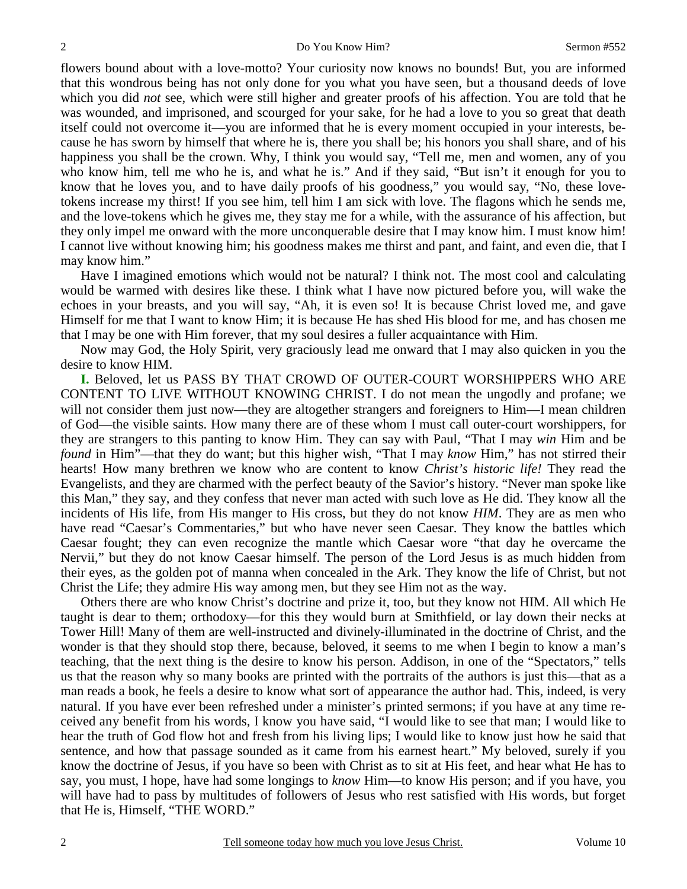flowers bound about with a love-motto? Your curiosity now knows no bounds! But, you are informed that this wondrous being has not only done for you what you have seen, but a thousand deeds of love which you did *not* see, which were still higher and greater proofs of his affection. You are told that he was wounded, and imprisoned, and scourged for your sake, for he had a love to you so great that death itself could not overcome it—you are informed that he is every moment occupied in your interests, because he has sworn by himself that where he is, there you shall be; his honors you shall share, and of his happiness you shall be the crown. Why, I think you would say, "Tell me, men and women, any of you who know him, tell me who he is, and what he is." And if they said, "But isn't it enough for you to know that he loves you, and to have daily proofs of his goodness," you would say, "No, these love-tokens increase my thirst! If you see him, tell him I am sick with love. The flagons which he sends me, and the love-tokens which he gives me, they stay me for a while, with the assurance of his affection, but they only impel me onward with the more unconquerable desire that I may know him. I must know him! I cannot live without knowing him; his goodness makes me thirst and pant, and faint, and even die, that I may know him."

Have I imagined emotions which would not be natural? I think not. The most cool and calculating would be warmed with desires like these. I think what I have now pictured before you, will wake the echoes in your breasts, and you will say, "Ah, it is even so! It is because Christ loved me, and gave Himself for me that I want to know Him; it is because He has shed His blood for me, and has chosen me that I may be one with Him forever, that my soul desires a fuller acquaintance with Him.

Now may God, the Holy Spirit, very graciously lead me onward that I may also quicken in you the desire to know HIM.

**I.** Beloved, let us PASS BY THAT CROWD OF OUTER-COURT WORSHIPPERS WHO ARE CONTENT TO LIVE WITHOUT KNOWING CHRIST. I do not mean the ungodly and profane; we will not consider them just now—they are altogether strangers and foreigners to Him—I mean children of God—the visible saints. How many there are of these whom I must call outer-court worshippers, for they are strangers to this panting to know Him. They can say with Paul, "That I may *win* Him and be *found* in Him"—that they do want; but this higher wish, "That I may *know* Him," has not stirred their hearts! How many brethren we know who are content to know *Christ's historic life!* They read the Evangelists, and they are charmed with the perfect beauty of the Savior's history. "Never man spoke like this Man," they say, and they confess that never man acted with such love as He did. They know all the incidents of His life, from His manger to His cross, but they do not know *HIM*. They are as men who have read "Caesar's Commentaries," but who have never seen Caesar. They know the battles which Caesar fought; they can even recognize the mantle which Caesar wore "that day he overcame the Nervii," but they do not know Caesar himself. The person of the Lord Jesus is as much hidden from their eyes, as the golden pot of manna when concealed in the Ark. They know the life of Christ, but not Christ the Life; they admire His way among men, but they see Him not as the way.

Others there are who know Christ's doctrine and prize it, too, but they know not HIM. All which He taught is dear to them; orthodoxy—for this they would burn at Smithfield, or lay down their necks at Tower Hill! Many of them are well-instructed and divinely-illuminated in the doctrine of Christ, and the wonder is that they should stop there, because, beloved, it seems to me when I begin to know a man's teaching, that the next thing is the desire to know his person. Addison, in one of the "Spectators," tells us that the reason why so many books are printed with the portraits of the authors is just this—that as a man reads a book, he feels a desire to know what sort of appearance the author had. This, indeed, is very natural. If you have ever been refreshed under a minister's printed sermons; if you have at any time received any benefit from his words, I know you have said, "I would like to see that man; I would like to hear the truth of God flow hot and fresh from his living lips; I would like to know just how he said that sentence, and how that passage sounded as it came from his earnest heart." My beloved, surely if you know the doctrine of Jesus, if you have so been with Christ as to sit at His feet, and hear what He has to say, you must, I hope, have had some longings to *know* Him—to know His person; and if you have, you will have had to pass by multitudes of followers of Jesus who rest satisfied with His words, but forget that He is, Himself, "THE WORD."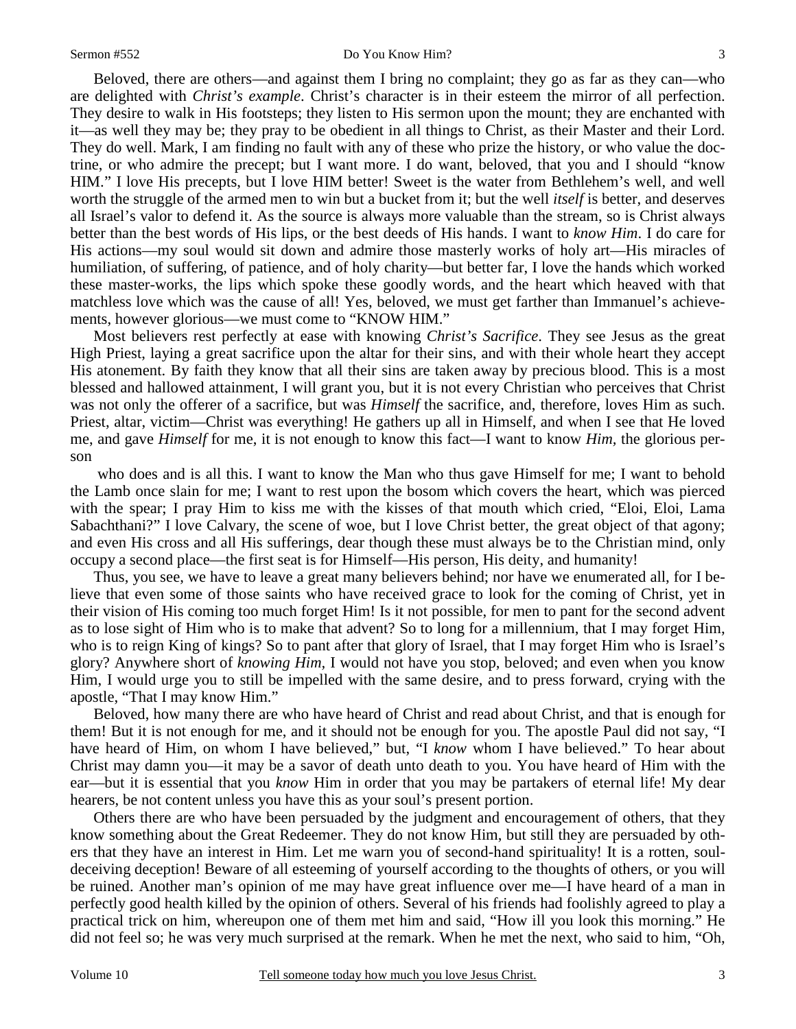Beloved, there are others—and against them I bring no complaint; they go as far as they can—who are delighted with *Christ's example*. Christ's character is in their esteem the mirror of all perfection. They desire to walk in His footsteps; they listen to His sermon upon the mount; they are enchanted with it—as well they may be; they pray to be obedient in all things to Christ, as their Master and their Lord. They do well. Mark, I am finding no fault with any of these who prize the history, or who value the doctrine, or who admire the precept; but I want more. I do want, beloved, that you and I should "know HIM." I love His precepts, but I love HIM better! Sweet is the water from Bethlehem's well, and well worth the struggle of the armed men to win but a bucket from it; but the well *itself* is better, and deserves all Israel's valor to defend it. As the source is always more valuable than the stream, so is Christ always better than the best words of His lips, or the best deeds of His hands. I want to *know Him*. I do care for His actions—my soul would sit down and admire those masterly works of holy art—His miracles of humiliation, of suffering, of patience, and of holy charity—but better far, I love the hands which worked these master-works, the lips which spoke these goodly words, and the heart which heaved with that matchless love which was the cause of all! Yes, beloved, we must get farther than Immanuel's achievements, however glorious—we must come to "KNOW HIM."

Most believers rest perfectly at ease with knowing *Christ's Sacrifice*. They see Jesus as the great High Priest, laying a great sacrifice upon the altar for their sins, and with their whole heart they accept His atonement. By faith they know that all their sins are taken away by precious blood. This is a most blessed and hallowed attainment, I will grant you, but it is not every Christian who perceives that Christ was not only the offerer of a sacrifice, but was *Himself* the sacrifice, and, therefore, loves Him as such. Priest, altar, victim—Christ was everything! He gathers up all in Himself, and when I see that He loved me, and gave *Himself* for me, it is not enough to know this fact—I want to know *Him*, the glorious person who does and is all this. I want to know the Man who thus gave Himself for me; I want to behold the Lamb once slain for me; I want to rest upon the bosom which covers the heart, which was pierced with the spear; I pray Him to kiss me with the kisses of that mouth which cried, "Eloi, Eloi, Lama Sabachthani?" I love Calvary, the scene of woe, but I love Christ better, the great object of that agony; and even His cross and all His sufferings, dear though these must always be to the Christian mind, only occupy a second place—the first seat is for Himself—His person, His deity, and humanity!

Thus, you see, we have to leave a great many believers behind; nor have we enumerated all, for I believe that even some of those saints who have received grace to look for the coming of Christ, yet in their vision of His coming too much forget Him! Is it not possible, for men to pant for the second advent as to lose sight of Him who is to make that advent? So to long for a millennium, that I may forget Him, who is to reign King of kings? So to pant after that glory of Israel, that I may forget Him who is Israel's glory? Anywhere short of *knowing Him*, I would not have you stop, beloved; and even when you know Him, I would urge you to still be impelled with the same desire, and to press forward, crying with the apostle, "That I may know Him."

Beloved, how many there are who have heard of Christ and read about Christ, and that is enough for them! But it is not enough for me, and it should not be enough for you. The apostle Paul did not say, "I have heard of Him, on whom I have believed," but, "I *know* whom I have believed." To hear about Christ may damn you—it may be a savor of death unto death to you. You have heard of Him with the ear—but it is essential that you *know* Him in order that you may be partakers of eternal life! My dear hearers, be not content unless you have this as your soul's present portion.

Others there are who have been persuaded by the judgment and encouragement of others, that they know something about the Great Redeemer. They do not know Him, but still they are persuaded by others that they have an interest in Him. Let me warn you of second-hand spirituality! It is a rotten, soul-deceiving deception! Beware of all esteeming of yourself according to the thoughts of others, or you will be ruined. Another man's opinion of me may have great influence over me—I have heard of a man in perfectly good health killed by the opinion of others. Several of his friends had foolishly agreed to play a practical trick on him, whereupon one of them met him and said, "How ill you look this morning." He did not feel so; he was very much surprised at the remark. When he met the next, who said to him, "Oh,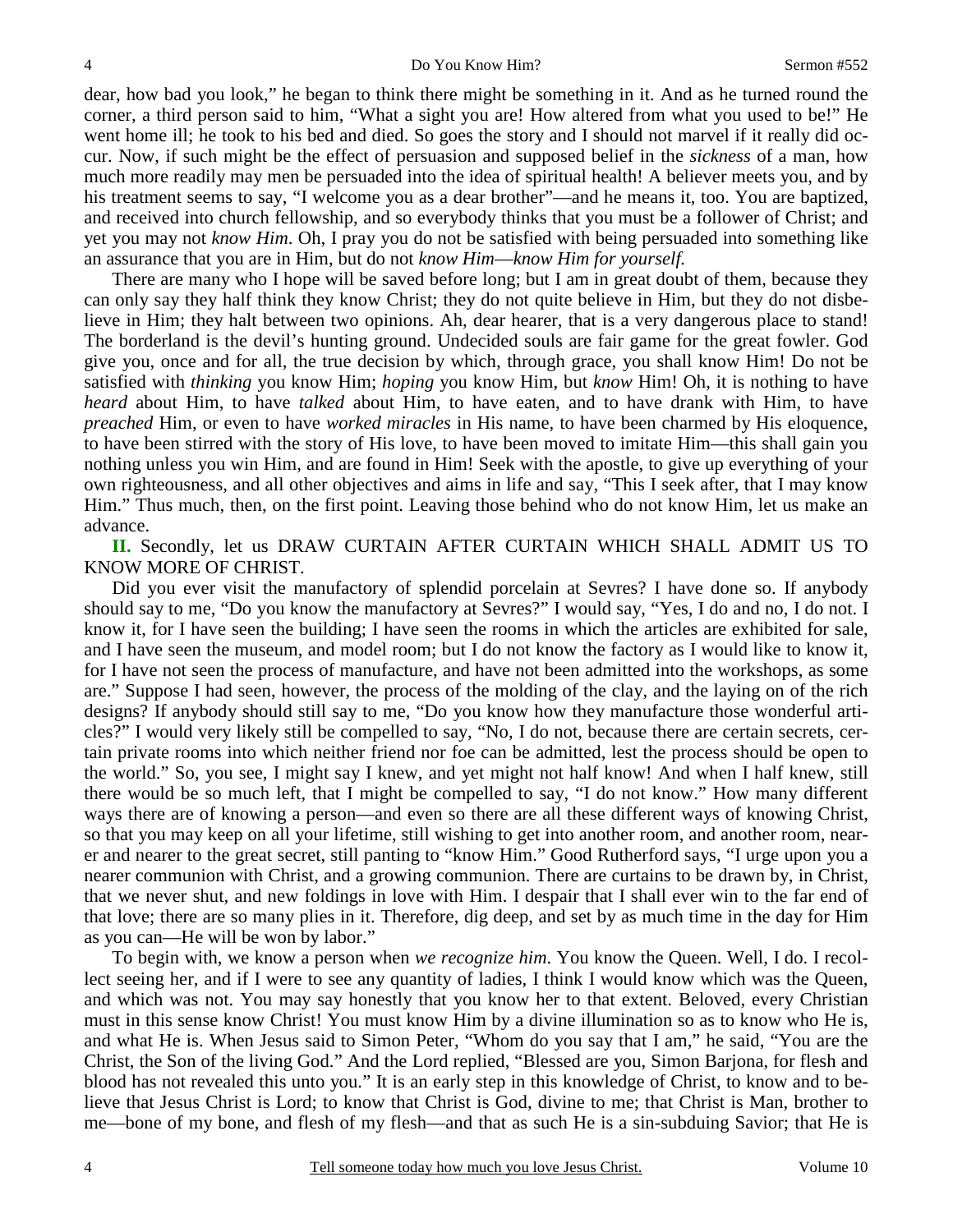dear, how bad you look," he began to think there might be something in it. And as he turned round the corner, a third person said to him, "What a sight you are! How altered from what you used to be!" He went home ill; he took to his bed and died. So goes the story and I should not marvel if it really did occur. Now, if such might be the effect of persuasion and supposed belief in the *sickness* of a man, how much more readily may men be persuaded into the idea of spiritual health! A believer meets you, and by his treatment seems to say, "I welcome you as a dear brother"—and he means it, too. You are baptized, and received into church fellowship, and so everybody thinks that you must be a follower of Christ; and yet you may not *know Him*. Oh, I pray you do not be satisfied with being persuaded into something like an assurance that you are in Him, but do not *know Him*—*know Him for yourself.*

There are many who I hope will be saved before long; but I am in great doubt of them, because they can only say they half think they know Christ; they do not quite believe in Him, but they do not disbelieve in Him; they halt between two opinions. Ah, dear hearer, that is a very dangerous place to stand! The borderland is the devil's hunting ground. Undecided souls are fair game for the great fowler. God give you, once and for all, the true decision by which, through grace, you shall know Him! Do not be satisfied with *thinking* you know Him; *hoping* you know Him, but *know* Him! Oh, it is nothing to have *heard* about Him, to have *talked* about Him, to have eaten, and to have drank with Him, to have *preached* Him, or even to have *worked miracles* in His name, to have been charmed by His eloquence, to have been stirred with the story of His love, to have been moved to imitate Him—this shall gain you nothing unless you win Him, and are found in Him! Seek with the apostle, to give up everything of your own righteousness, and all other objectives and aims in life and say, "This I seek after, that I may know Him." Thus much, then, on the first point. Leaving those behind who do not know Him, let us make an advance.

**II.** Secondly, let us DRAW CURTAIN AFTER CURTAIN WHICH SHALL ADMIT US TO KNOW MORE OF CHRIST.

Did you ever visit the manufactory of splendid porcelain at Sevres? I have done so. If anybody should say to me, "Do you know the manufactory at Sevres?" I would say, "Yes, I do and no, I do not. I know it, for I have seen the building; I have seen the rooms in which the articles are exhibited for sale, and I have seen the museum, and model room; but I do not know the factory as I would like to know it, for I have not seen the process of manufacture, and have not been admitted into the workshops, as some are." Suppose I had seen, however, the process of the molding of the clay, and the laying on of the rich designs? If anybody should still say to me, "Do you know how they manufacture those wonderful articles?" I would very likely still be compelled to say, "No, I do not, because there are certain secrets, certain private rooms into which neither friend nor foe can be admitted, lest the process should be open to the world." So, you see, I might say I knew, and yet might not half know! And when I half knew, still there would be so much left, that I might be compelled to say, "I do not know." How many different ways there are of knowing a person—and even so there are all these different ways of knowing Christ, so that you may keep on all your lifetime, still wishing to get into another room, and another room, nearer and nearer to the great secret, still panting to "know Him." Good Rutherford says, "I urge upon you a nearer communion with Christ, and a growing communion. There are curtains to be drawn by, in Christ, that we never shut, and new foldings in love with Him. I despair that I shall ever win to the far end of that love; there are so many plies in it. Therefore, dig deep, and set by as much time in the day for Him as you can—He will be won by labor."

To begin with, we know a person when *we recognize him*. You know the Queen. Well, I do. I recollect seeing her, and if I were to see any quantity of ladies, I think I would know which was the Queen, and which was not. You may say honestly that you know her to that extent. Beloved, every Christian must in this sense know Christ! You must know Him by a divine illumination so as to know who He is, and what He is. When Jesus said to Simon Peter, "Whom do you say that I am," he said, "You are the Christ, the Son of the living God." And the Lord replied, "Blessed are you, Simon Barjona, for flesh and blood has not revealed this unto you." It is an early step in this knowledge of Christ, to know and to believe that Jesus Christ is Lord; to know that Christ is God, divine to me; that Christ is Man, brother to me—bone of my bone, and flesh of my flesh—and that as such He is a sin-subduing Savior; that He is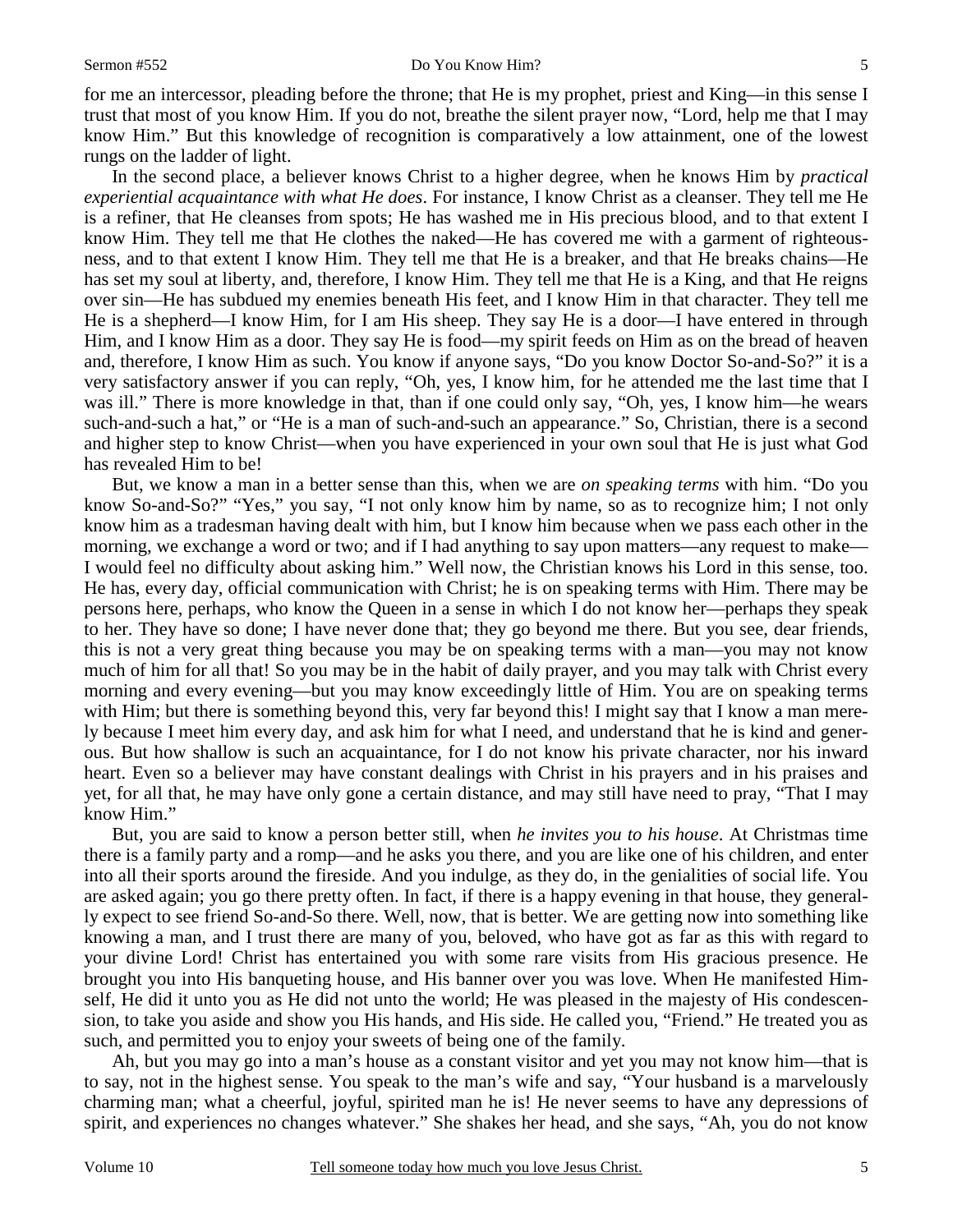for me an intercessor, pleading before the throne; that He is my prophet, priest and King—in this sense I trust that most of you know Him. If you do not, breathe the silent prayer now, "Lord, help me that I may know Him." But this knowledge of recognition is comparatively a low attainment, one of the lowest rungs on the ladder of light.

In the second place, a believer knows Christ to a higher degree, when he knows Him by *practical experiential acquaintance with what He does*. For instance, I know Christ as a cleanser. They tell me He is a refiner, that He cleanses from spots; He has washed me in His precious blood, and to that extent I know Him. They tell me that He clothes the naked—He has covered me with a garment of righteousness, and to that extent I know Him. They tell me that He is a breaker, and that He breaks chains—He has set my soul at liberty, and, therefore, I know Him. They tell me that He is a King, and that He reigns over sin—He has subdued my enemies beneath His feet, and I know Him in that character. They tell me He is a shepherd—I know Him, for I am His sheep. They say He is a door—I have entered in through Him, and I know Him as a door. They say He is food—my spirit feeds on Him as on the bread of heaven and, therefore, I know Him as such. You know if anyone says, "Do you know Doctor So-and-So?" it is a very satisfactory answer if you can reply, "Oh, yes, I know him, for he attended me the last time that I was ill." There is more knowledge in that, than if one could only say, "Oh, yes, I know him—he wears such-and-such a hat," or "He is a man of such-and-such an appearance." So, Christian, there is a second and higher step to know Christ—when you have experienced in your own soul that He is just what God has revealed Him to be!

But, we know a man in a better sense than this, when we are *on speaking terms* with him. "Do you know So-and-So?" "Yes," you say, "I not only know him by name, so as to recognize him; I not only know him as a tradesman having dealt with him, but I know him because when we pass each other in the morning, we exchange a word or two; and if I had anything to say upon matters—any request to make—I would feel no difficulty about asking him." Well now, the Christian knows his Lord in this sense, too. He has, every day, official communication with Christ; he is on speaking terms with Him. There may be persons here, perhaps, who know the Queen in a sense in which I do not know her—perhaps they speak to her. They have so done; I have never done that; they go beyond me there. But you see, dear friends, this is not a very great thing because you may be on speaking terms with a man—you may not know much of him for all that! So you may be in the habit of daily prayer, and you may talk with Christ every morning and every evening—but you may know exceedingly little of Him. You are on speaking terms with Him; but there is something beyond this, very far beyond this! I might say that I know a man merely because I meet him every day, and ask him for what I need, and understand that he is kind and generous. But how shallow is such an acquaintance, for I do not know his private character, nor his inward heart. Even so a believer may have constant dealings with Christ in his prayers and in his praises and yet, for all that, he may have only gone a certain distance, and may still have need to pray, "That I may know Him."

But, you are said to know a person better still, when *he invites you to his house*. At Christmas time there is a family party and a romp—and he asks you there, and you are like one of his children, and enter into all their sports around the fireside. And you indulge, as they do, in the genialities of social life. You are asked again; you go there pretty often. In fact, if there is a happy evening in that house, they generally expect to see friend So-and-So there. Well, now, that is better. We are getting now into something like knowing a man, and I trust there are many of you, beloved, who have got as far as this with regard to your divine Lord! Christ has entertained you with some rare visits from His gracious presence. He brought you into His banqueting house, and His banner over you was love. When He manifested Himself, He did it unto you as He did not unto the world; He was pleased in the majesty of His condescension, to take you aside and show you His hands, and His side. He called you, "Friend." He treated you as such, and permitted you to enjoy your sweets of being one of the family.

Ah, but you may go into a man's house as a constant visitor and yet you may not know him—that is to say, not in the highest sense. You speak to the man's wife and say, "Your husband is a marvelously charming man; what a cheerful, joyful, spirited man he is! He never seems to have any depressions of spirit, and experiences no changes whatever." She shakes her head, and she says, "Ah, you do not know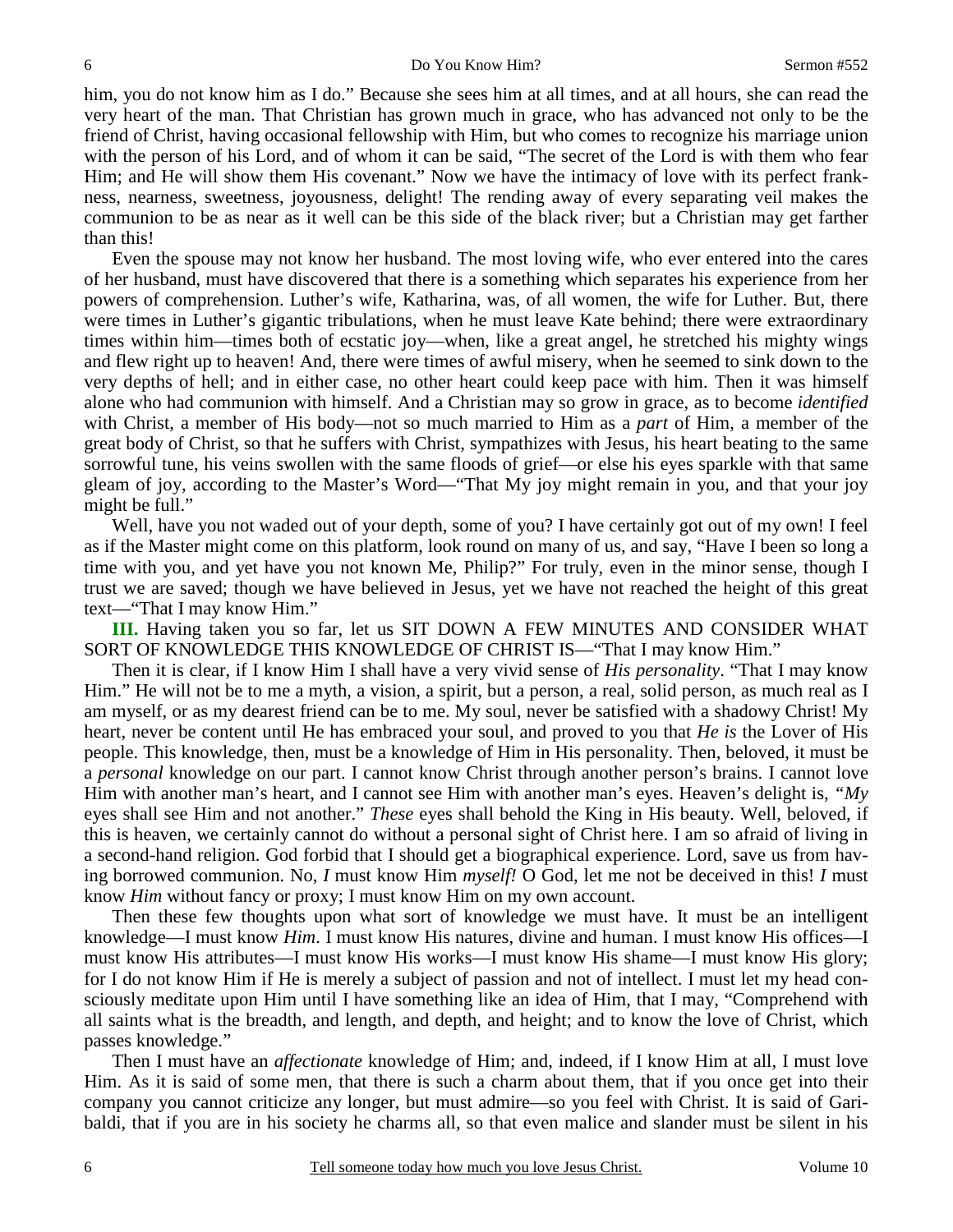him, you do not know him as I do." Because she sees him at all times, and at all hours, she can read the very heart of the man. That Christian has grown much in grace, who has advanced not only to be the friend of Christ, having occasional fellowship with Him, but who comes to recognize his marriage union with the person of his Lord, and of whom it can be said, "The secret of the Lord is with them who fear Him; and He will show them His covenant." Now we have the intimacy of love with its perfect frankness, nearness, sweetness, joyousness, delight! The rending away of every separating veil makes the communion to be as near as it well can be this side of the black river; but a Christian may get farther than this!

Even the spouse may not know her husband. The most loving wife, who ever entered into the cares of her husband, must have discovered that there is a something which separates his experience from her powers of comprehension. Luther's wife, Katharina, was, of all women, the wife for Luther. But, there were times in Luther's gigantic tribulations, when he must leave Kate behind; there were extraordinary times within him—times both of ecstatic joy—when, like a great angel, he stretched his mighty wings and flew right up to heaven! And, there were times of awful misery, when he seemed to sink down to the very depths of hell; and in either case, no other heart could keep pace with him. Then it was himself alone who had communion with himself. And a Christian may so grow in grace, as to become *identified* with Christ, a member of His body—not so much married to Him as a *part* of Him, a member of the great body of Christ, so that he suffers with Christ, sympathizes with Jesus, his heart beating to the same sorrowful tune, his veins swollen with the same floods of grief—or else his eyes sparkle with that same gleam of joy, according to the Master's Word—"That My joy might remain in you, and that your joy might be full."

Well, have you not waded out of your depth, some of you? I have certainly got out of my own! I feel as if the Master might come on this platform, look round on many of us, and say, "Have I been so long a time with you, and yet have you not known Me, Philip?" For truly, even in the minor sense, though I trust we are saved; though we have believed in Jesus, yet we have not reached the height of this great text—"That I may know Him."

**III.** Having taken you so far, let us SIT DOWN A FEW MINUTES AND CONSIDER WHAT SORT OF KNOWLEDGE THIS KNOWLEDGE OF CHRIST IS—"That I may know Him."

Then it is clear, if I know Him I shall have a very vivid sense of *His personality*. "That I may know Him." He will not be to me a myth, a vision, a spirit, but a person, a real, solid person, as much real as I am myself, or as my dearest friend can be to me. My soul, never be satisfied with a shadowy Christ! My heart, never be content until He has embraced your soul, and proved to you that *He is* the Lover of His people. This knowledge, then, must be a knowledge of Him in His personality. Then, beloved, it must be a *personal* knowledge on our part. I cannot know Christ through another person's brains. I cannot love Him with another man's heart, and I cannot see Him with another man's eyes. Heaven's delight is, *"My* eyes shall see Him and not another." *These* eyes shall behold the King in His beauty. Well, beloved, if this is heaven, we certainly cannot do without a personal sight of Christ here. I am so afraid of living in a second-hand religion. God forbid that I should get a biographical experience. Lord, save us from having borrowed communion. No, *I* must know Him *myself!* O God, let me not be deceived in this! *I* must know *Him* without fancy or proxy; I must know Him on my own account.

Then these few thoughts upon what sort of knowledge we must have. It must be an intelligent knowledge—I must know *Him*. I must know His natures, divine and human. I must know His offices—I must know His attributes—I must know His works—I must know His shame—I must know His glory; for I do not know Him if He is merely a subject of passion and not of intellect. I must let my head consciously meditate upon Him until I have something like an idea of Him, that I may, "Comprehend with all saints what is the breadth, and length, and depth, and height; and to know the love of Christ, which passes knowledge."

Then I must have an *affectionate* knowledge of Him; and, indeed, if I know Him at all, I must love Him. As it is said of some men, that there is such a charm about them, that if you once get into their company you cannot criticize any longer, but must admire—so you feel with Christ. It is said of Garibaldi, that if you are in his society he charms all, so that even malice and slander must be silent in his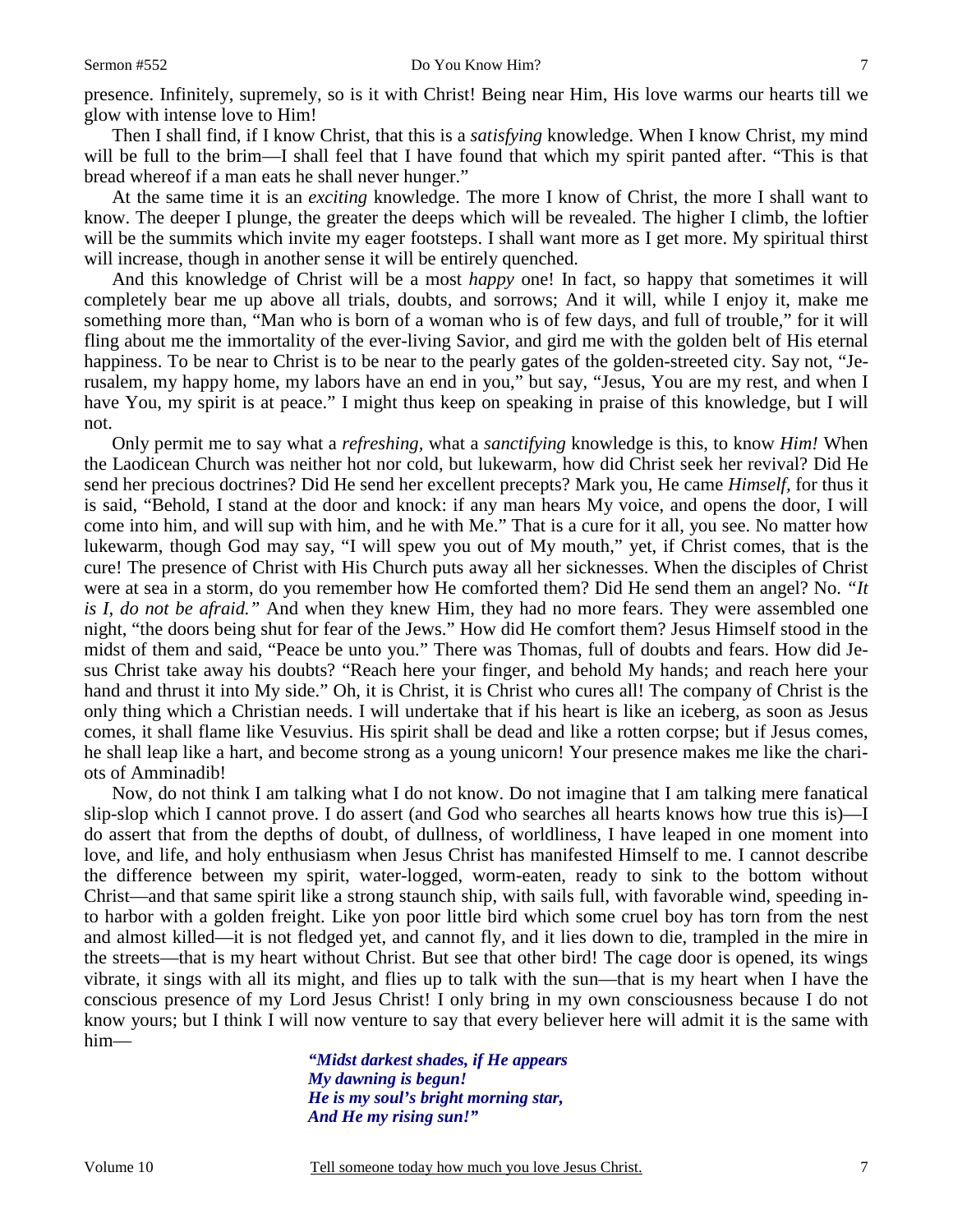presence. Infinitely, supremely, so is it with Christ! Being near Him, His love warms our hearts till we glow with intense love to Him!

Then I shall find, if I know Christ, that this is a *satisfying* knowledge. When I know Christ, my mind will be full to the brim—I shall feel that I have found that which my spirit panted after. "This is that bread whereof if a man eats he shall never hunger."

At the same time it is an *exciting* knowledge. The more I know of Christ, the more I shall want to know. The deeper I plunge, the greater the deeps which will be revealed. The higher I climb, the loftier will be the summits which invite my eager footsteps. I shall want more as I get more. My spiritual thirst will increase, though in another sense it will be entirely quenched.

And this knowledge of Christ will be a most *happy* one! In fact, so happy that sometimes it will completely bear me up above all trials, doubts, and sorrows; And it will, while I enjoy it, make me something more than, "Man who is born of a woman who is of few days, and full of trouble," for it will fling about me the immortality of the ever-living Savior, and gird me with the golden belt of His eternal happiness. To be near to Christ is to be near to the pearly gates of the golden-streeted city. Say not, "Jerusalem, my happy home, my labors have an end in you," but say, "Jesus, You are my rest, and when I have You, my spirit is at peace." I might thus keep on speaking in praise of this knowledge, but I will not.

Only permit me to say what a *refreshing,* what a *sanctifying* knowledge is this, to know *Him!* When the Laodicean Church was neither hot nor cold, but lukewarm, how did Christ seek her revival? Did He send her precious doctrines? Did He send her excellent precepts? Mark you, He came *Himself,* for thus it is said, "Behold, I stand at the door and knock: if any man hears My voice, and opens the door, I will come into him, and will sup with him, and he with Me." That is a cure for it all, you see. No matter how lukewarm, though God may say, "I will spew you out of My mouth," yet, if Christ comes, that is the cure! The presence of Christ with His Church puts away all her sicknesses. When the disciples of Christ were at sea in a storm, do you remember how He comforted them? Did He send them an angel? No. *"It is I, do not be afraid."* And when they knew Him, they had no more fears. They were assembled one night, "the doors being shut for fear of the Jews." How did He comfort them? Jesus Himself stood in the midst of them and said, "Peace be unto you." There was Thomas, full of doubts and fears. How did Jesus Christ take away his doubts? "Reach here your finger, and behold My hands; and reach here your hand and thrust it into My side." Oh, it is Christ, it is Christ who cures all! The company of Christ is the only thing which a Christian needs. I will undertake that if his heart is like an iceberg, as soon as Jesus comes, it shall flame like Vesuvius. His spirit shall be dead and like a rotten corpse; but if Jesus comes, he shall leap like a hart, and become strong as a young unicorn! Your presence makes me like the chariots of Amminadib!

Now, do not think I am talking what I do not know. Do not imagine that I am talking mere fanatical slip-slop which I cannot prove. I do assert (and God who searches all hearts knows how true this is)—I do assert that from the depths of doubt, of dullness, of worldliness, I have leaped in one moment into love, and life, and holy enthusiasm when Jesus Christ has manifested Himself to me. I cannot describe the difference between my spirit, water-logged, worm-eaten, ready to sink to the bottom without Christ—and that same spirit like a strong staunch ship, with sails full, with favorable wind, speeding into harbor with a golden freight. Like yon poor little bird which some cruel boy has torn from the nest and almost killed—it is not fledged yet, and cannot fly, and it lies down to die, trampled in the mire in the streets—that is my heart without Christ. But see that other bird! The cage door is opened, its wings vibrate, it sings with all its might, and flies up to talk with the sun—that is my heart when I have the conscious presence of my Lord Jesus Christ! I only bring in my own consciousness because I do not know yours; but I think I will now venture to say that every believer here will admit it is the same with him—

> ***"Midst darkest shades, if He appears***
> ***My dawning is begun!***
> ***He is my soul's bright morning star,***
> ***And He my rising sun!"***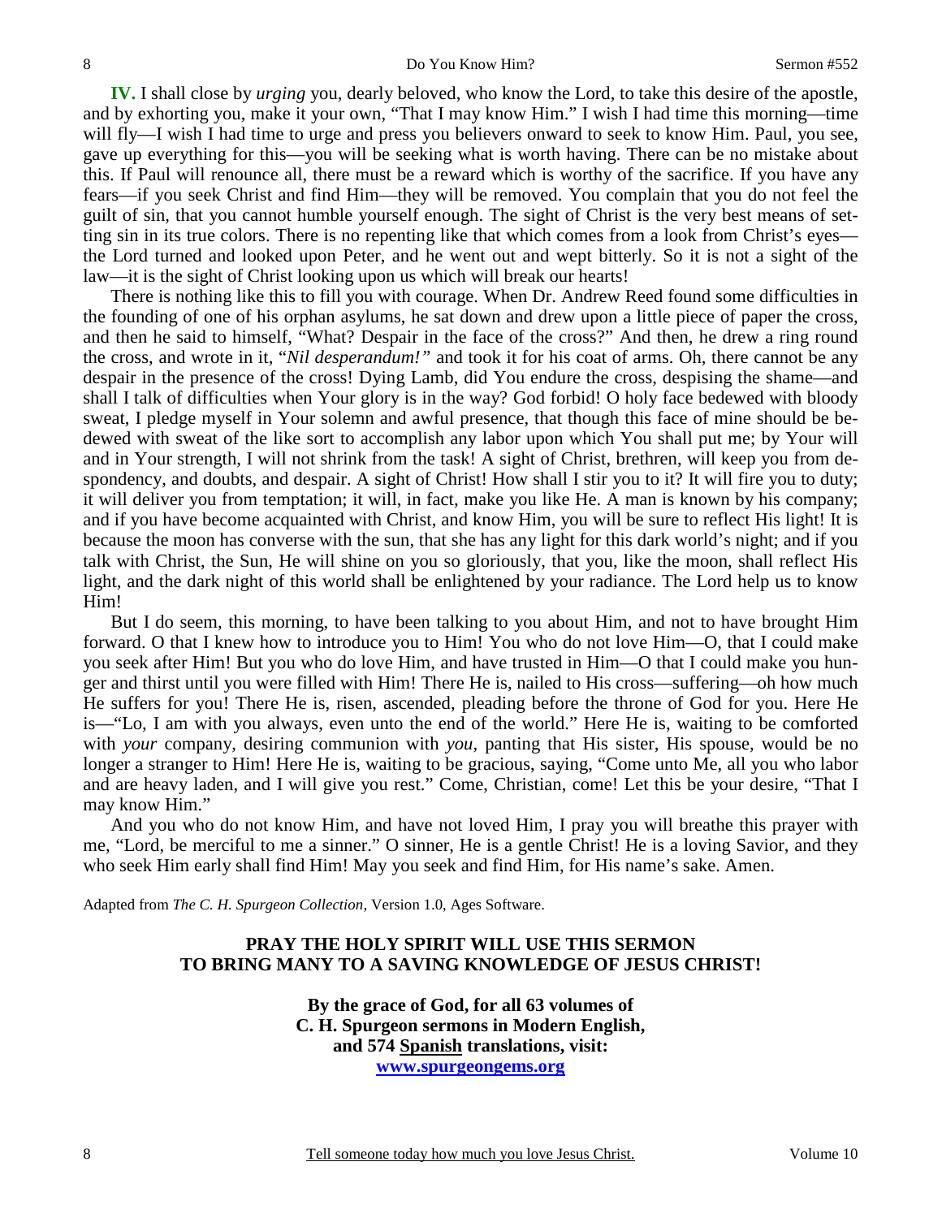**IV.** I shall close by *urging* you, dearly beloved, who know the Lord, to take this desire of the apostle, and by exhorting you, make it your own, "That I may know Him." I wish I had time this morning—time will fly—I wish I had time to urge and press you believers onward to seek to know Him. Paul, you see, gave up everything for this—you will be seeking what is worth having. There can be no mistake about this. If Paul will renounce all, there must be a reward which is worthy of the sacrifice. If you have any fears—if you seek Christ and find Him—they will be removed. You complain that you do not feel the guilt of sin, that you cannot humble yourself enough. The sight of Christ is the very best means of setting sin in its true colors. There is no repenting like that which comes from a look from Christ's eyes—the Lord turned and looked upon Peter, and he went out and wept bitterly. So it is not a sight of the law—it is the sight of Christ looking upon us which will break our hearts!

There is nothing like this to fill you with courage. When Dr. Andrew Reed found some difficulties in the founding of one of his orphan asylums, he sat down and drew upon a little piece of paper the cross, and then he said to himself, "What? Despair in the face of the cross?" And then, he drew a ring round the cross, and wrote in it, "*Nil desperandum!"* and took it for his coat of arms. Oh, there cannot be any despair in the presence of the cross! Dying Lamb, did You endure the cross, despising the shame—and shall I talk of difficulties when Your glory is in the way? God forbid! O holy face bedewed with bloody sweat, I pledge myself in Your solemn and awful presence, that though this face of mine should be bedewed with sweat of the like sort to accomplish any labor upon which You shall put me; by Your will and in Your strength, I will not shrink from the task! A sight of Christ, brethren, will keep you from despondency, and doubts, and despair. A sight of Christ! How shall I stir you to it? It will fire you to duty; it will deliver you from temptation; it will, in fact, make you like He. A man is known by his company; and if you have become acquainted with Christ, and know Him, you will be sure to reflect His light! It is because the moon has converse with the sun, that she has any light for this dark world's night; and if you talk with Christ, the Sun, He will shine on you so gloriously, that you, like the moon, shall reflect His light, and the dark night of this world shall be enlightened by your radiance. The Lord help us to know Him!

But I do seem, this morning, to have been talking to you about Him, and not to have brought Him forward. O that I knew how to introduce you to Him! You who do not love Him—O, that I could make you seek after Him! But you who do love Him, and have trusted in Him—O that I could make you hunger and thirst until you were filled with Him! There He is, nailed to His cross—suffering—oh how much He suffers for you! There He is, risen, ascended, pleading before the throne of God for you. Here He is—"Lo, I am with you always, even unto the end of the world." Here He is, waiting to be comforted with *your* company, desiring communion with *you,* panting that His sister, His spouse, would be no longer a stranger to Him! Here He is, waiting to be gracious, saying, "Come unto Me, all you who labor and are heavy laden, and I will give you rest." Come, Christian, come! Let this be your desire, "That I may know Him."

And you who do not know Him, and have not loved Him, I pray you will breathe this prayer with me, "Lord, be merciful to me a sinner." O sinner, He is a gentle Christ! He is a loving Savior, and they who seek Him early shall find Him! May you seek and find Him, for His name's sake. Amen.

Adapted from *The C. H. Spurgeon Collection*, Version 1.0, Ages Software.

**PRAY THE HOLY SPIRIT WILL USE THIS SERMON TO BRING MANY TO A SAVING KNOWLEDGE OF JESUS CHRIST!**

**By the grace of God, for all 63 volumes of C. H. Spurgeon sermons in Modern English, and 574 Spanish translations, visit: www.spurgeongems.org**

Tell someone today how much you love Jesus Christ.